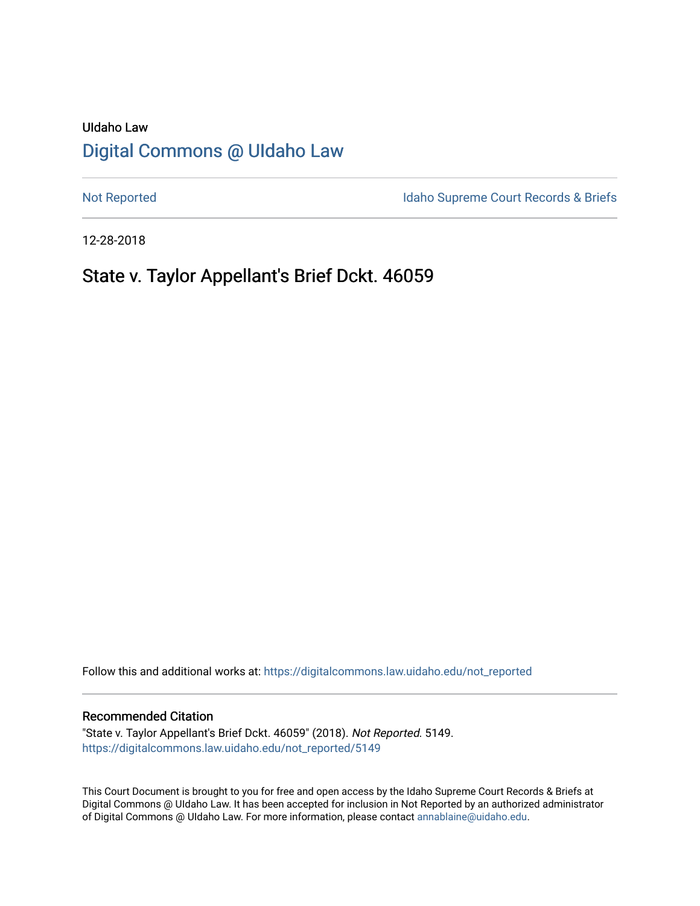UIdaho Law

# Digital Commons @ UIdaho Law

Not Reported

Idaho Supreme Court Records & Briefs

12-28-2018

## State v. Taylor Appellant's Brief Dckt. 46059

Follow this and additional works at: https://digitalcommons.law.uidaho.edu/not_reported

### Recommended Citation

"State v. Taylor Appellant's Brief Dckt. 46059" (2018). *Not Reported*. 5149.
https://digitalcommons.law.uidaho.edu/not_reported/5149

This Court Document is brought to you for free and open access by the Idaho Supreme Court Records & Briefs at Digital Commons @ UIdaho Law. It has been accepted for inclusion in Not Reported by an authorized administrator of Digital Commons @ UIdaho Law. For more information, please contact annablaine@uidaho.edu.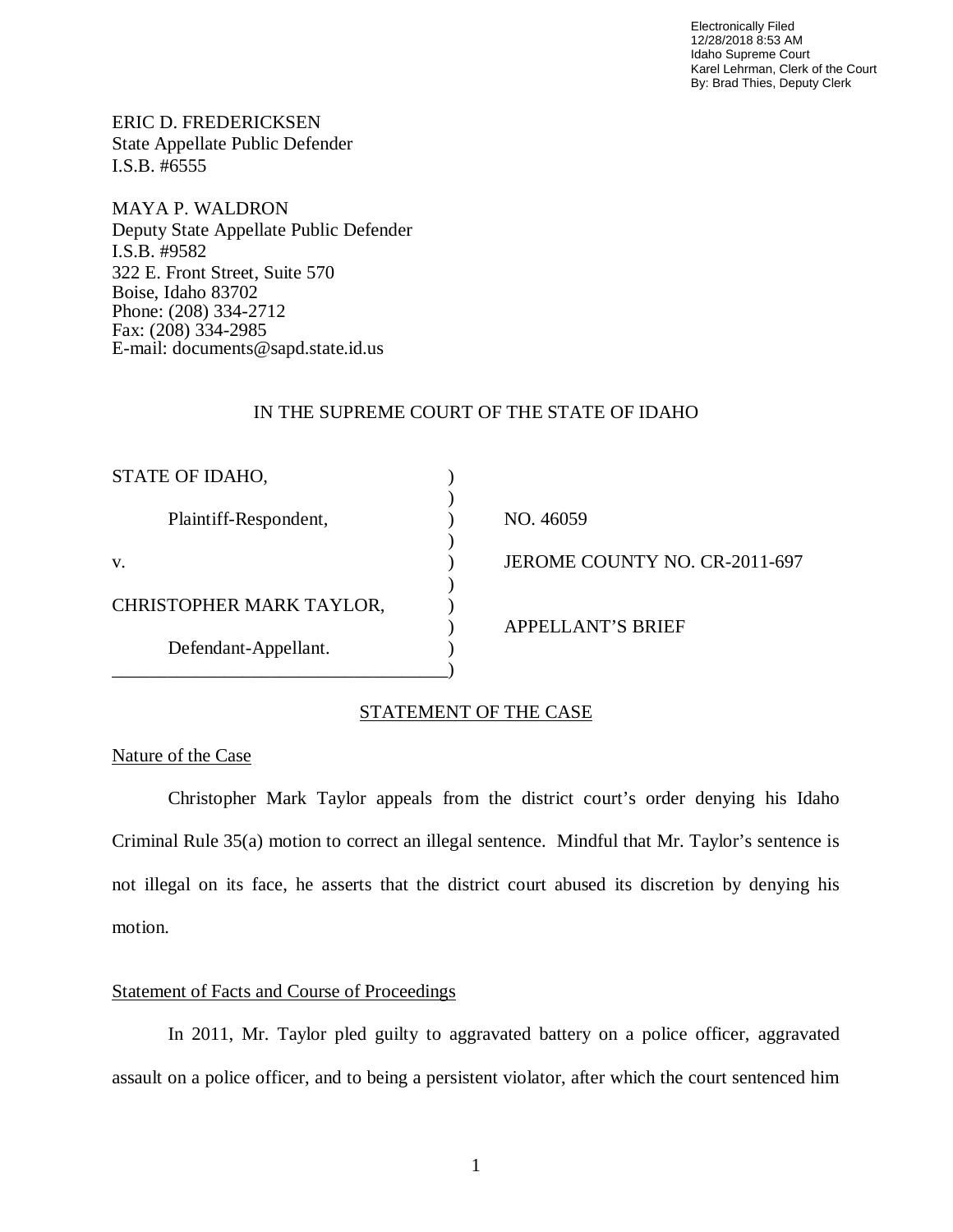Electronically Filed
12/28/2018 8:53 AM
Idaho Supreme Court
Karel Lehrman, Clerk of the Court
By: Brad Thies, Deputy Clerk

ERIC D. FREDERICKSEN
State Appellate Public Defender
I.S.B. #6555

MAYA P. WALDRON
Deputy State Appellate Public Defender
I.S.B. #9582
322 E. Front Street, Suite 570
Boise, Idaho 83702
Phone: (208) 334-2712
Fax: (208) 334-2985
E-mail: documents@sapd.state.id.us

IN THE SUPREME COURT OF THE STATE OF IDAHO

| | | |
|---|---|---|
| STATE OF IDAHO, | ) | |
| | ) | |
| Plaintiff-Respondent, | ) | NO. 46059 |
| | ) | |
| v. | ) | JEROME COUNTY NO. CR-2011-697 |
| | ) | |
| CHRISTOPHER MARK TAYLOR, | ) | |
| | ) | APPELLANT'S BRIEF |
| Defendant-Appellant. | ) | |
| | ) | |

## STATEMENT OF THE CASE

### Nature of the Case

Christopher Mark Taylor appeals from the district court's order denying his Idaho Criminal Rule 35(a) motion to correct an illegal sentence. Mindful that Mr. Taylor's sentence is not illegal on its face, he asserts that the district court abused its discretion by denying his motion.

### Statement of Facts and Course of Proceedings

In 2011, Mr. Taylor pled guilty to aggravated battery on a police officer, aggravated assault on a police officer, and to being a persistent violator, after which the court sentenced him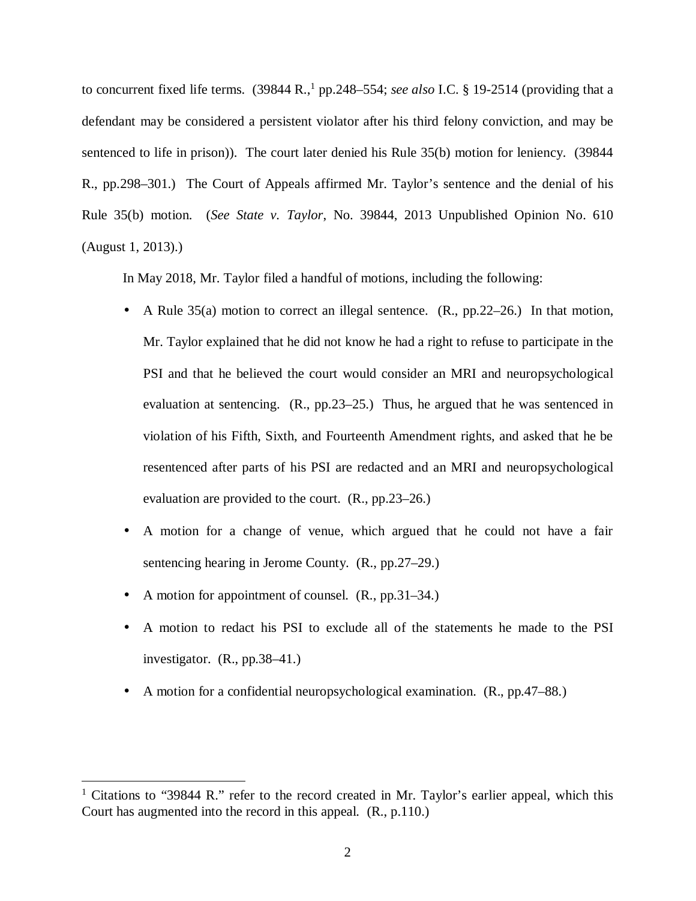to concurrent fixed life terms. (39844 R.,[1] pp.248–554; *see also* I.C. § 19-2514 (providing that a defendant may be considered a persistent violator after his third felony conviction, and may be sentenced to life in prison)). The court later denied his Rule 35(b) motion for leniency. (39844 R., pp.298–301.) The Court of Appeals affirmed Mr. Taylor's sentence and the denial of his Rule 35(b) motion. (*See State v. Taylor*, No. 39844, 2013 Unpublished Opinion No. 610 (August 1, 2013).)

In May 2018, Mr. Taylor filed a handful of motions, including the following:

- A Rule 35(a) motion to correct an illegal sentence. (R., pp.22–26.) In that motion, Mr. Taylor explained that he did not know he had a right to refuse to participate in the PSI and that he believed the court would consider an MRI and neuropsychological evaluation at sentencing. (R., pp.23–25.) Thus, he argued that he was sentenced in violation of his Fifth, Sixth, and Fourteenth Amendment rights, and asked that he be resentenced after parts of his PSI are redacted and an MRI and neuropsychological evaluation are provided to the court. (R., pp.23–26.)
- A motion for a change of venue, which argued that he could not have a fair sentencing hearing in Jerome County. (R., pp.27–29.)
- A motion for appointment of counsel. (R., pp.31–34.)
- A motion to redact his PSI to exclude all of the statements he made to the PSI investigator. (R., pp.38–41.)
- A motion for a confidential neuropsychological examination. (R., pp.47–88.)

[1] Citations to "39844 R." refer to the record created in Mr. Taylor's earlier appeal, which this Court has augmented into the record in this appeal. (R., p.110.)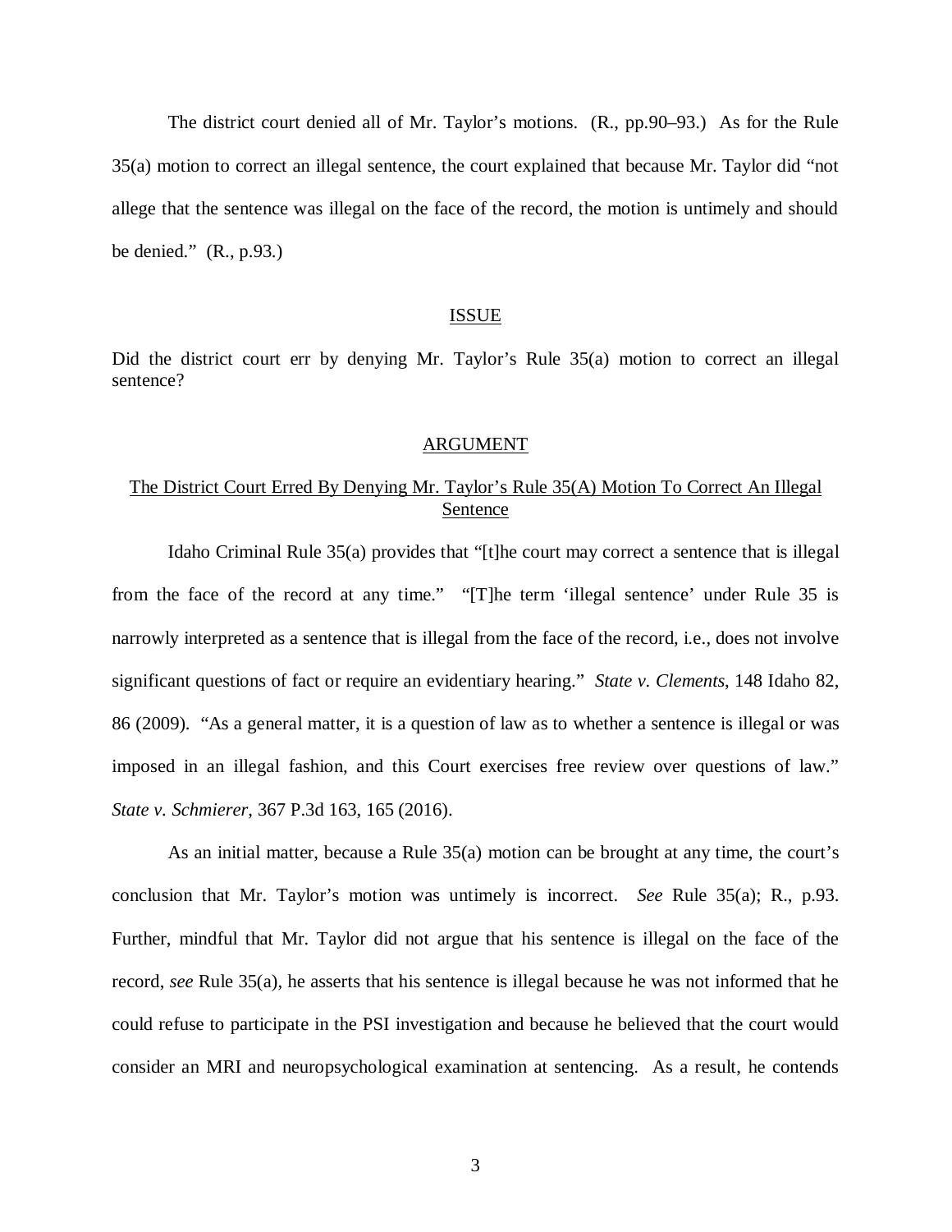The district court denied all of Mr. Taylor's motions. (R., pp.90–93.) As for the Rule 35(a) motion to correct an illegal sentence, the court explained that because Mr. Taylor did "not allege that the sentence was illegal on the face of the record, the motion is untimely and should be denied." (R., p.93.)

## ISSUE

Did the district court err by denying Mr. Taylor's Rule 35(a) motion to correct an illegal sentence?

## ARGUMENT

### The District Court Erred By Denying Mr. Taylor's Rule 35(A) Motion To Correct An Illegal Sentence

Idaho Criminal Rule 35(a) provides that "[t]he court may correct a sentence that is illegal from the face of the record at any time." "[T]he term 'illegal sentence' under Rule 35 is narrowly interpreted as a sentence that is illegal from the face of the record, i.e., does not involve significant questions of fact or require an evidentiary hearing." *State v. Clements*, 148 Idaho 82, 86 (2009). "As a general matter, it is a question of law as to whether a sentence is illegal or was imposed in an illegal fashion, and this Court exercises free review over questions of law." *State v. Schmierer*, 367 P.3d 163, 165 (2016).

As an initial matter, because a Rule 35(a) motion can be brought at any time, the court's conclusion that Mr. Taylor's motion was untimely is incorrect. *See* Rule 35(a); R., p.93. Further, mindful that Mr. Taylor did not argue that his sentence is illegal on the face of the record, *see* Rule 35(a), he asserts that his sentence is illegal because he was not informed that he could refuse to participate in the PSI investigation and because he believed that the court would consider an MRI and neuropsychological examination at sentencing. As a result, he contends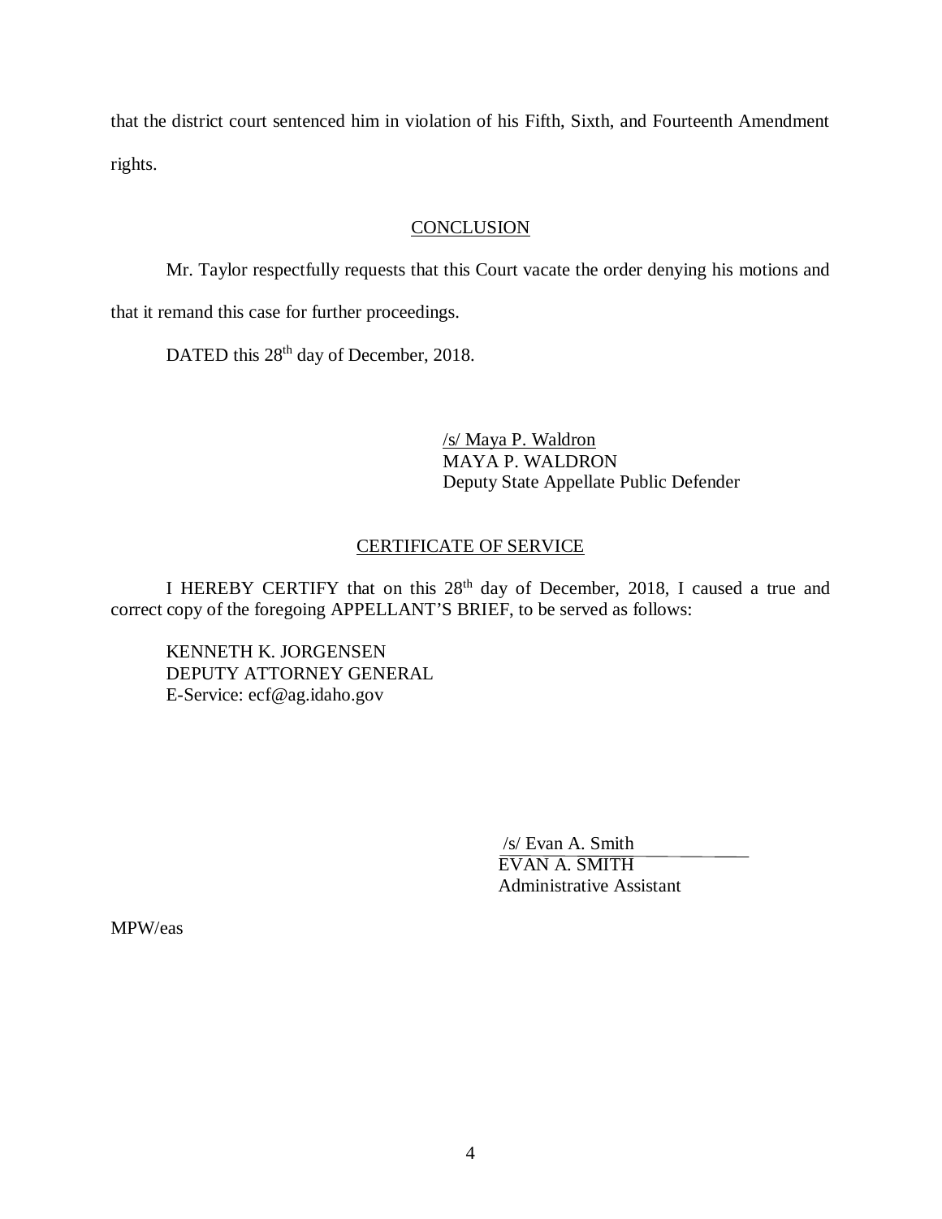that the district court sentenced him in violation of his Fifth, Sixth, and Fourteenth Amendment rights.

## CONCLUSION

Mr. Taylor respectfully requests that this Court vacate the order denying his motions and that it remand this case for further proceedings.

DATED this 28th day of December, 2018.

/s/ Maya P. Waldron
MAYA P. WALDRON
Deputy State Appellate Public Defender

## CERTIFICATE OF SERVICE

I HEREBY CERTIFY that on this 28th day of December, 2018, I caused a true and correct copy of the foregoing APPELLANT'S BRIEF, to be served as follows:

KENNETH K. JORGENSEN
DEPUTY ATTORNEY GENERAL
E-Service: ecf@ag.idaho.gov

/s/ Evan A. Smith
EVAN A. SMITH
Administrative Assistant

MPW/eas